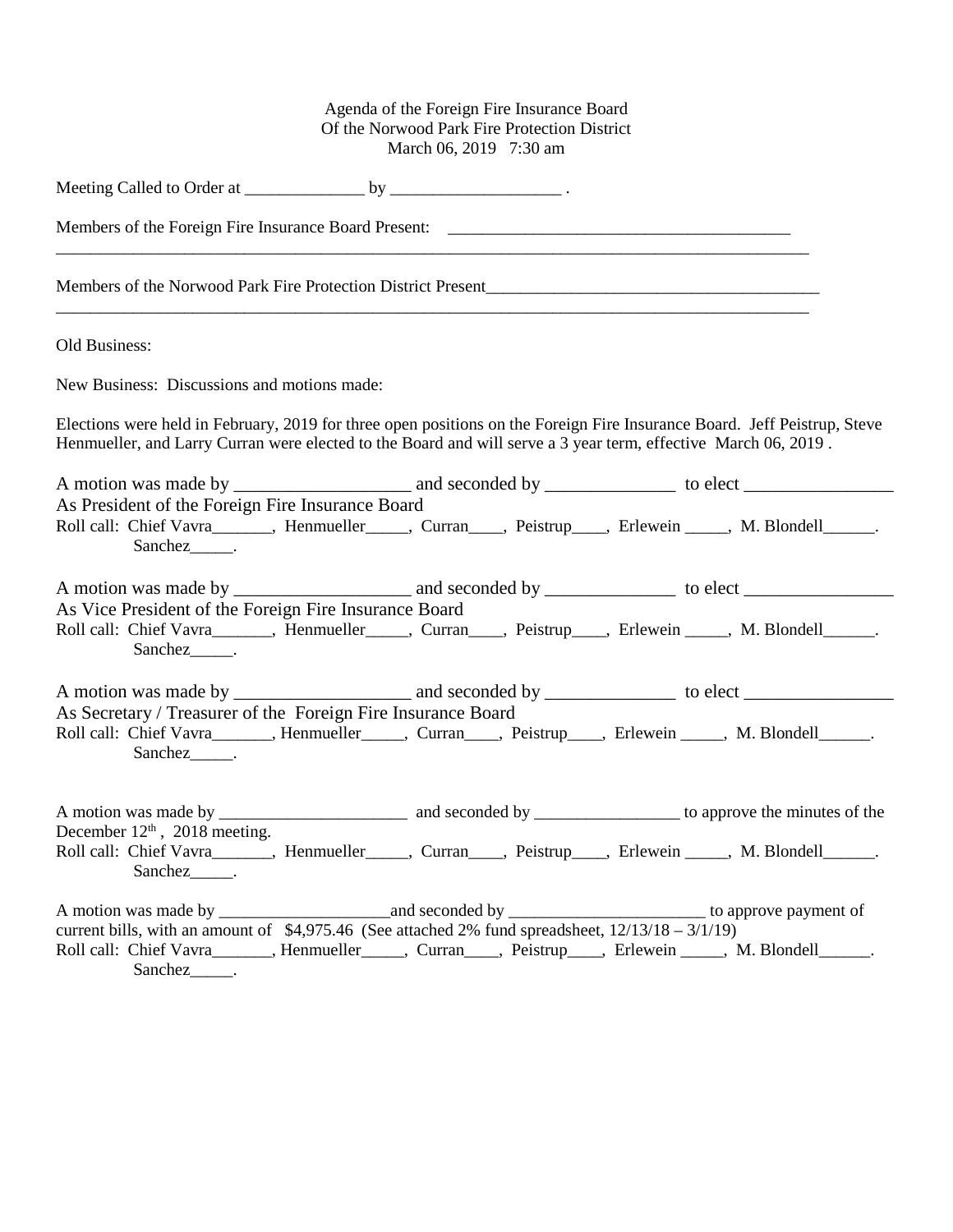Agenda of the Foreign Fire Insurance Board
Of the Norwood Park Fire Protection District
March 06, 2019 7:30 am

Meeting Called to Order at ______________ by ____________________ .

Members of the Foreign Fire Insurance Board Present: _________________________________________
_____________________________________________________________________________________________

Members of the Norwood Park Fire Protection District Present________________________________________
_____________________________________________________________________________________________

Old Business:

New Business: Discussions and motions made:

Elections were held in February, 2019 for three open positions on the Foreign Fire Insurance Board. Jeff Peistrup, Steve Henmueller, and Larry Curran were elected to the Board and will serve a 3 year term, effective March 06, 2019 .

A motion was made by ___________________ and seconded by ______________ to elect ________________
As President of the Foreign Fire Insurance Board
Roll call: Chief Vavra_______, Henmueller_____, Curran____, Peistrup____, Erlewein _____, M. Blondell______.
Sanchez_____.

A motion was made by ___________________ and seconded by ______________ to elect ________________
As Vice President of the Foreign Fire Insurance Board
Roll call: Chief Vavra_______, Henmueller_____, Curran____, Peistrup____, Erlewein _____, M. Blondell______.
Sanchez_____.

A motion was made by ___________________ and seconded by ______________ to elect ________________
As Secretary / Treasurer of the Foreign Fire Insurance Board
Roll call: Chief Vavra_______, Henmueller_____, Curran____, Peistrup____, Erlewein _____, M. Blondell______.
Sanchez_____.

A motion was made by ______________________ and seconded by _________________ to approve the minutes of the December 12th , 2018 meeting.
Roll call: Chief Vavra_______, Henmueller_____, Curran____, Peistrup____, Erlewein _____, M. Blondell______.
Sanchez_____.

A motion was made by ____________________and seconded by _______________________ to approve payment of current bills, with an amount of $4,975.46 (See attached 2% fund spreadsheet, 12/13/18 – 3/1/19)
Roll call: Chief Vavra_______, Henmueller_____, Curran____, Peistrup____, Erlewein _____, M. Blondell______.
Sanchez_____.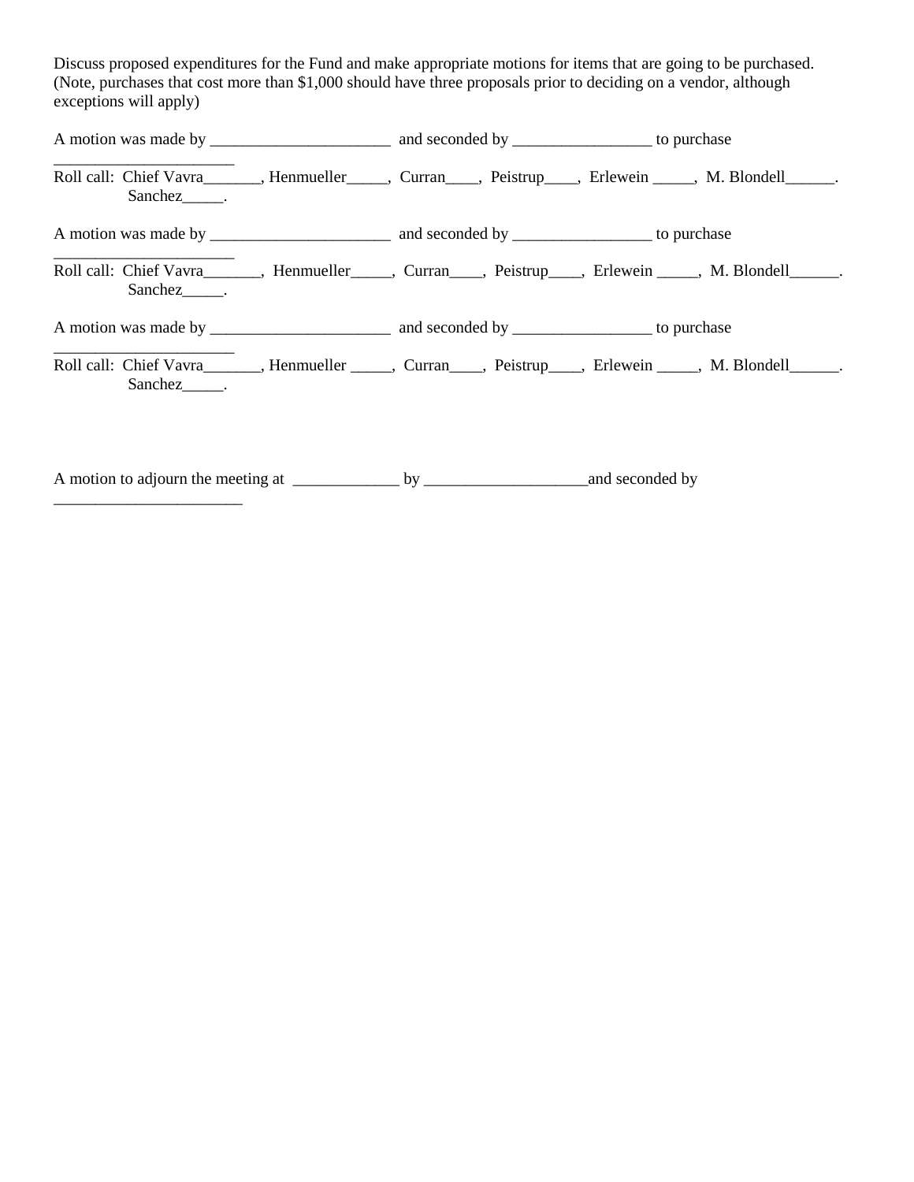Discuss proposed expenditures for the Fund and make appropriate motions for items that are going to be purchased. (Note, purchases that cost more than $1,000 should have three proposals prior to deciding on a vendor, although exceptions will apply)

A motion was made by ______________________ and seconded by _________________ to purchase ______________________

Roll call: Chief Vavra_______, Henmueller_____, Curran____, Peistrup____, Erlewein _____, M. Blondell______. Sanchez_____.

A motion was made by ______________________ and seconded by _________________ to purchase ______________________

Roll call: Chief Vavra_______, Henmueller_____, Curran____, Peistrup____, Erlewein _____, M. Blondell______. Sanchez_____.

A motion was made by ______________________ and seconded by _________________ to purchase ______________________

Roll call: Chief Vavra_______, Henmueller _____, Curran____, Peistrup____, Erlewein _____, M. Blondell______. Sanchez_____.

A motion to adjourn the meeting at _____________ by ____________________and seconded by ________________________